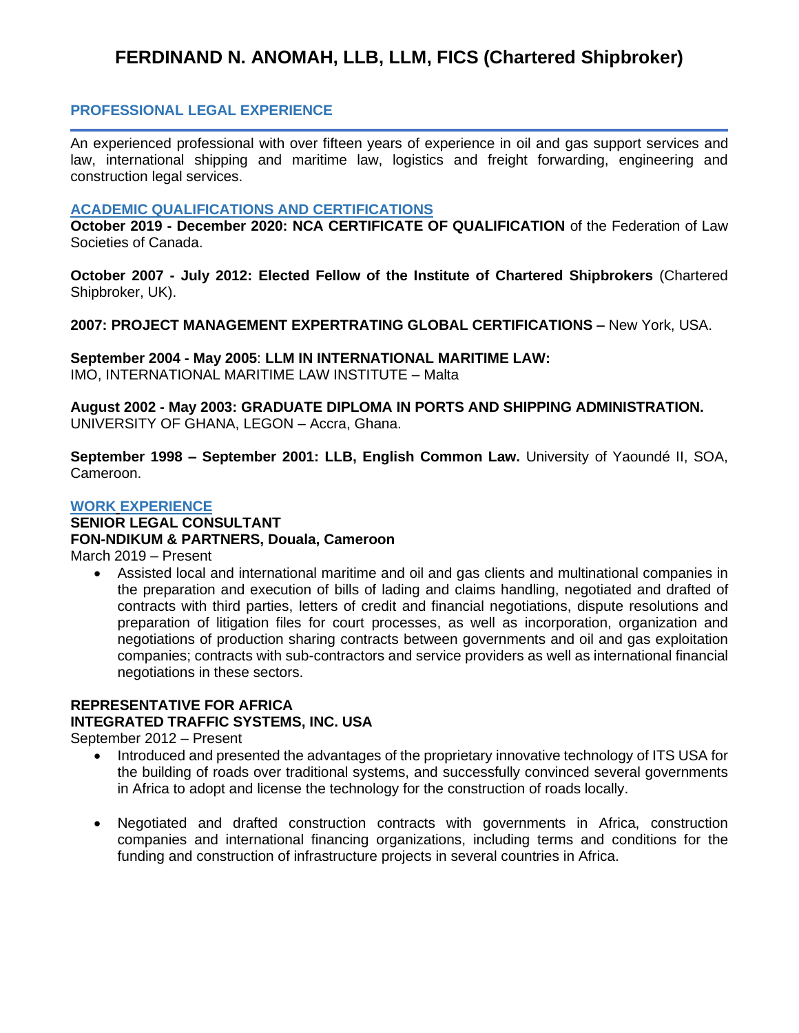# FERDINAND N. ANOMAH, LLB, LLM, FICS (Chartered Shipbroker)

## PROFESSIONAL LEGAL EXPERIENCE

An experienced professional with over fifteen years of experience in oil and gas support services and law, international shipping and maritime law, logistics and freight forwarding, engineering and construction legal services.

## ACADEMIC QUALIFICATIONS AND CERTIFICATIONS

**October 2019 - December 2020: NCA CERTIFICATE OF QUALIFICATION** of the Federation of Law Societies of Canada.

**October 2007 - July 2012: Elected Fellow of the Institute of Chartered Shipbrokers** (Chartered Shipbroker, UK).

**2007: PROJECT MANAGEMENT EXPERTRATING GLOBAL CERTIFICATIONS –** New York, USA.

**September 2004 - May 2005**: **LLM IN INTERNATIONAL MARITIME LAW:**
IMO, INTERNATIONAL MARITIME LAW INSTITUTE – Malta

**August 2002 - May 2003: GRADUATE DIPLOMA IN PORTS AND SHIPPING ADMINISTRATION.**
UNIVERSITY OF GHANA, LEGON – Accra, Ghana.

**September 1998 – September 2001: LLB, English Common Law.** University of Yaoundé II, SOA, Cameroon.

## WORK EXPERIENCE

**SENIOR LEGAL CONSULTANT**
**FON-NDIKUM & PARTNERS, Douala, Cameroon**
March 2019 – Present

- Assisted local and international maritime and oil and gas clients and multinational companies in the preparation and execution of bills of lading and claims handling, negotiated and drafted of contracts with third parties, letters of credit and financial negotiations, dispute resolutions and preparation of litigation files for court processes, as well as incorporation, organization and negotiations of production sharing contracts between governments and oil and gas exploitation companies; contracts with sub-contractors and service providers as well as international financial negotiations in these sectors.

**REPRESENTATIVE FOR AFRICA**
**INTEGRATED TRAFFIC SYSTEMS, INC. USA**
September 2012 – Present

- Introduced and presented the advantages of the proprietary innovative technology of ITS USA for the building of roads over traditional systems, and successfully convinced several governments in Africa to adopt and license the technology for the construction of roads locally.

- Negotiated and drafted construction contracts with governments in Africa, construction companies and international financing organizations, including terms and conditions for the funding and construction of infrastructure projects in several countries in Africa.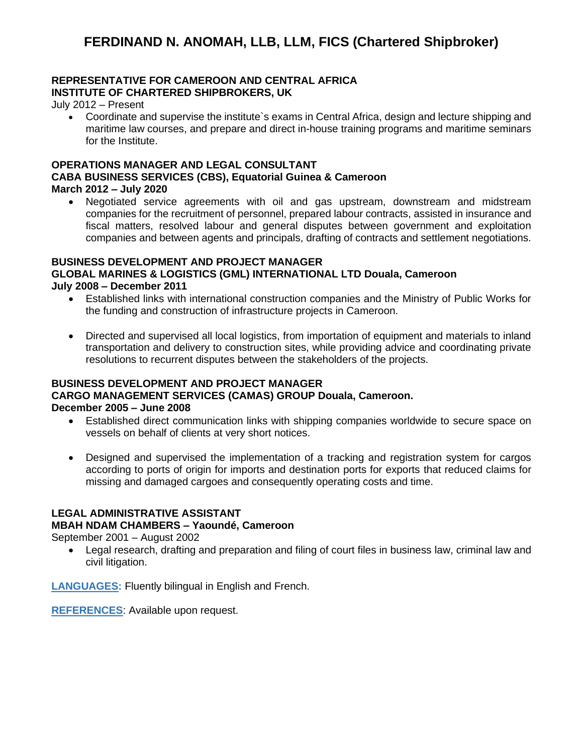# FERDINAND N. ANOMAH, LLB, LLM, FICS (Chartered Shipbroker)

**REPRESENTATIVE FOR CAMEROON AND CENTRAL AFRICA**
**INSTITUTE OF CHARTERED SHIPBROKERS, UK**
July 2012 – Present

- Coordinate and supervise the institute`s exams in Central Africa, design and lecture shipping and maritime law courses, and prepare and direct in-house training programs and maritime seminars for the Institute.

**OPERATIONS MANAGER AND LEGAL CONSULTANT**
**CABA BUSINESS SERVICES (CBS), Equatorial Guinea & Cameroon**
**March 2012 – July 2020**

- Negotiated service agreements with oil and gas upstream, downstream and midstream companies for the recruitment of personnel, prepared labour contracts, assisted in insurance and fiscal matters, resolved labour and general disputes between government and exploitation companies and between agents and principals, drafting of contracts and settlement negotiations.

**BUSINESS DEVELOPMENT AND PROJECT MANAGER**
**GLOBAL MARINES & LOGISTICS (GML) INTERNATIONAL LTD Douala, Cameroon**
**July 2008 – December 2011**

- Established links with international construction companies and the Ministry of Public Works for the funding and construction of infrastructure projects in Cameroon.

- Directed and supervised all local logistics, from importation of equipment and materials to inland transportation and delivery to construction sites, while providing advice and coordinating private resolutions to recurrent disputes between the stakeholders of the projects.

**BUSINESS DEVELOPMENT AND PROJECT MANAGER**
**CARGO MANAGEMENT SERVICES (CAMAS) GROUP Douala, Cameroon.**
**December 2005 – June 2008**

- Established direct communication links with shipping companies worldwide to secure space on vessels on behalf of clients at very short notices.

- Designed and supervised the implementation of a tracking and registration system for cargos according to ports of origin for imports and destination ports for exports that reduced claims for missing and damaged cargoes and consequently operating costs and time.

**LEGAL ADMINISTRATIVE ASSISTANT**
**MBAH NDAM CHAMBERS – Yaoundé, Cameroon**
September 2001 – August 2002

- Legal research, drafting and preparation and filing of court files in business law, criminal law and civil litigation.

**LANGUAGES:** Fluently bilingual in English and French.

**REFERENCES**: Available upon request.